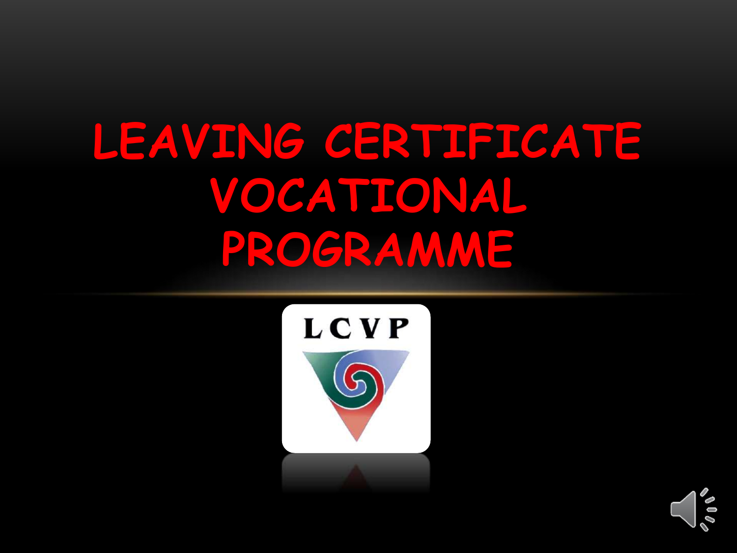# LEAVING CERTIFICATE VOCATIONAL PROGRAMME

LCVP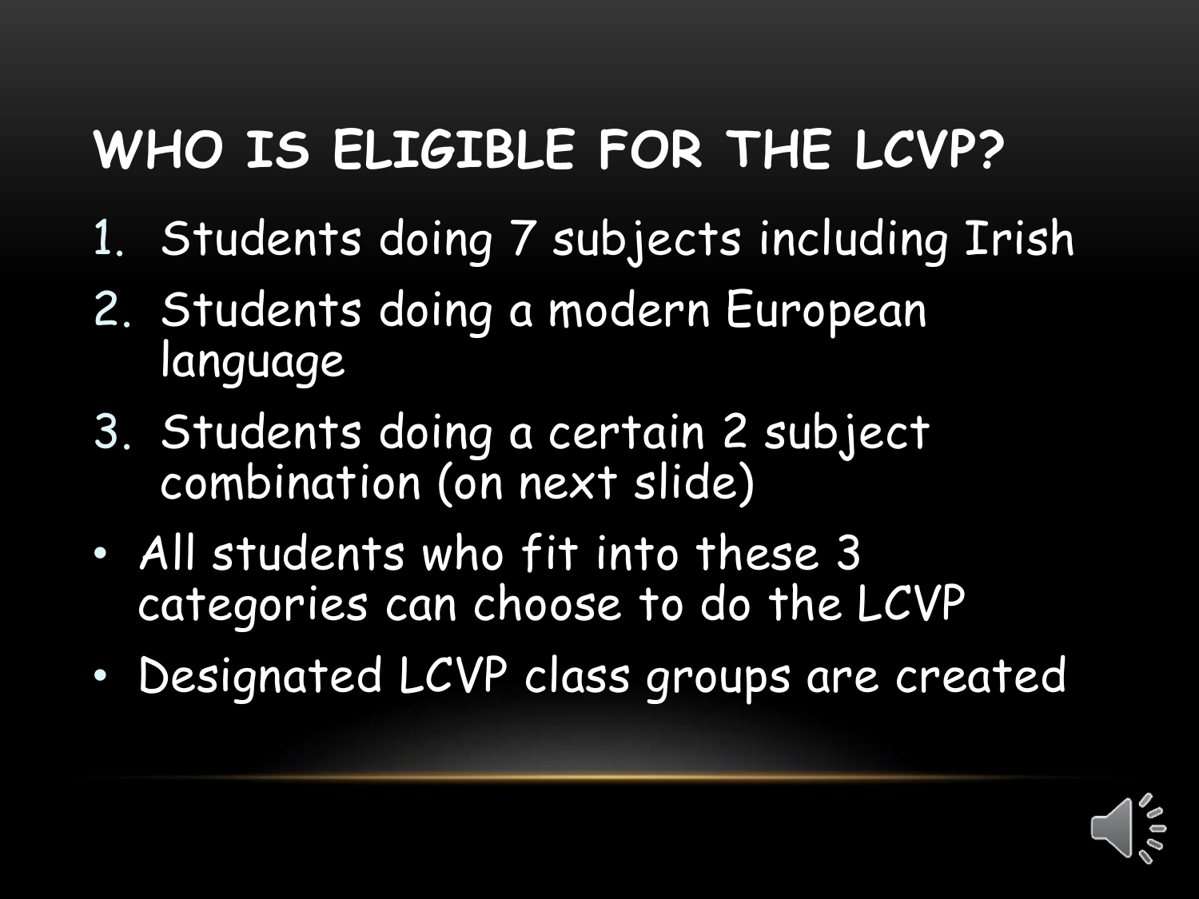# WHO IS ELIGIBLE FOR THE LCVP?

1. Students doing 7 subjects including Irish
2. Students doing a modern European language
3. Students doing a certain 2 subject combination (on next slide)

- All students who fit into these 3 categories can choose to do the LCVP
- Designated LCVP class groups are created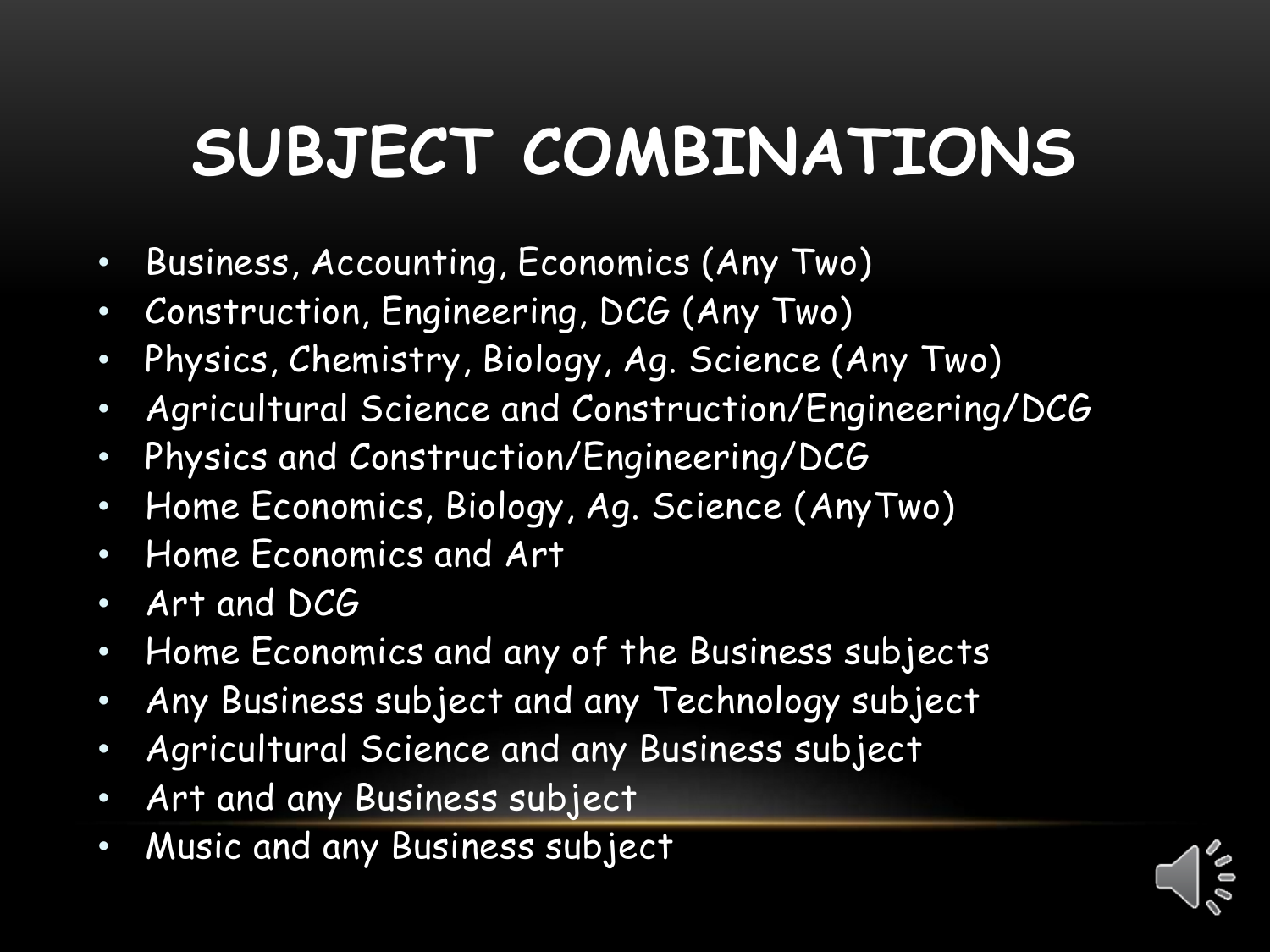# SUBJECT COMBINATIONS

- Business, Accounting, Economics (Any Two)
- Construction, Engineering, DCG (Any Two)
- Physics, Chemistry, Biology, Ag. Science (Any Two)
- Agricultural Science and Construction/Engineering/DCG
- Physics and Construction/Engineering/DCG
- Home Economics, Biology, Ag. Science (AnyTwo)
- Home Economics and Art
- Art and DCG
- Home Economics and any of the Business subjects
- Any Business subject and any Technology subject
- Agricultural Science and any Business subject
- Art and any Business subject
- Music and any Business subject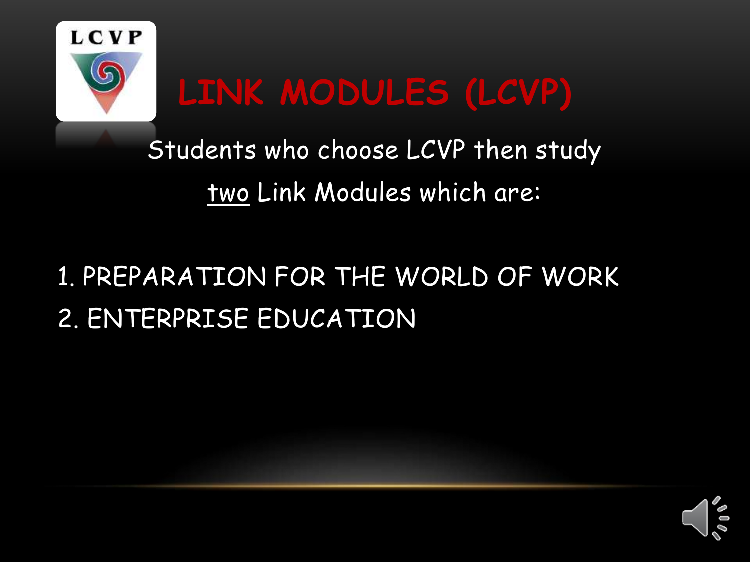# LINK MODULES (LCVP)

Students who choose LCVP then study

two Link Modules which are:

1. PREPARATION FOR THE WORLD OF WORK
2. ENTERPRISE EDUCATION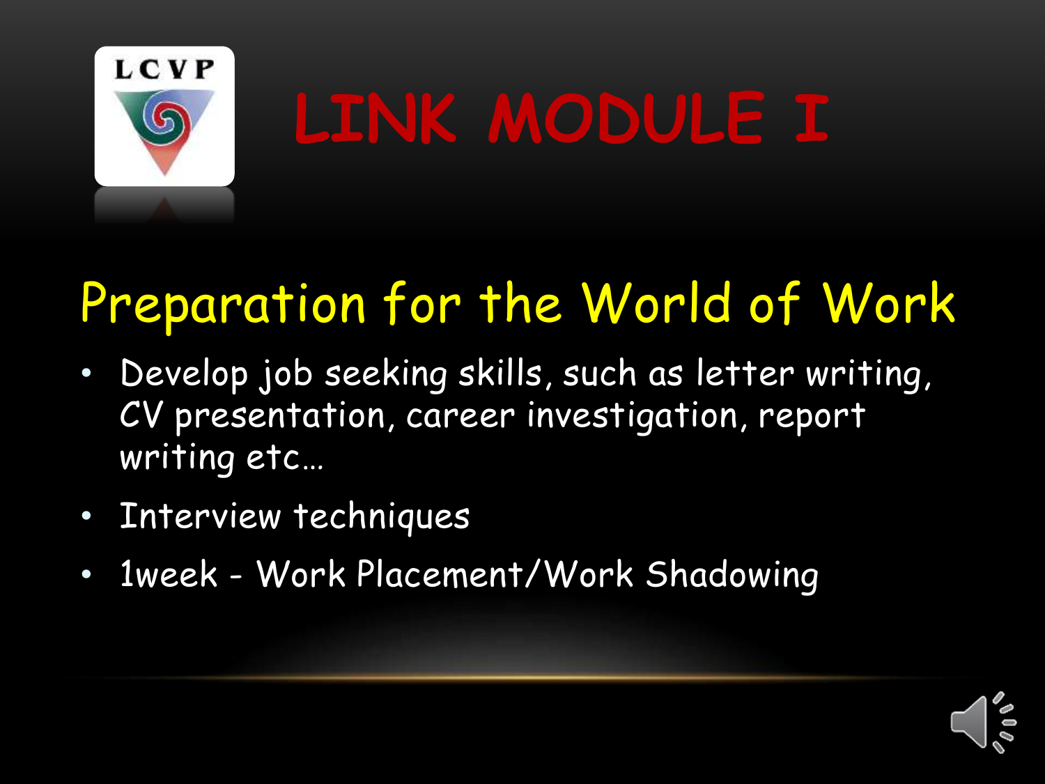# LINK MODULE I

## Preparation for the World of Work

- Develop job seeking skills, such as letter writing, CV presentation, career investigation, report writing etc…
- Interview techniques
- 1week - Work Placement/Work Shadowing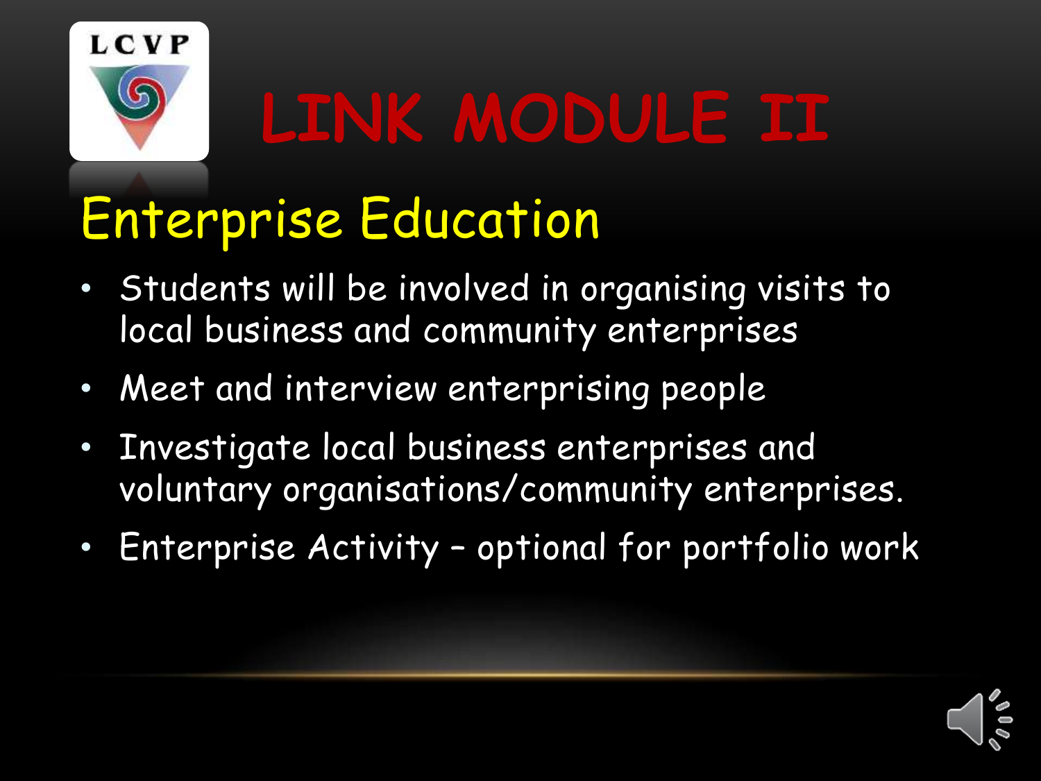LCVP

# LINK MODULE II

## Enterprise Education

- Students will be involved in organising visits to local business and community enterprises
- Meet and interview enterprising people
- Investigate local business enterprises and voluntary organisations/community enterprises.
- Enterprise Activity – optional for portfolio work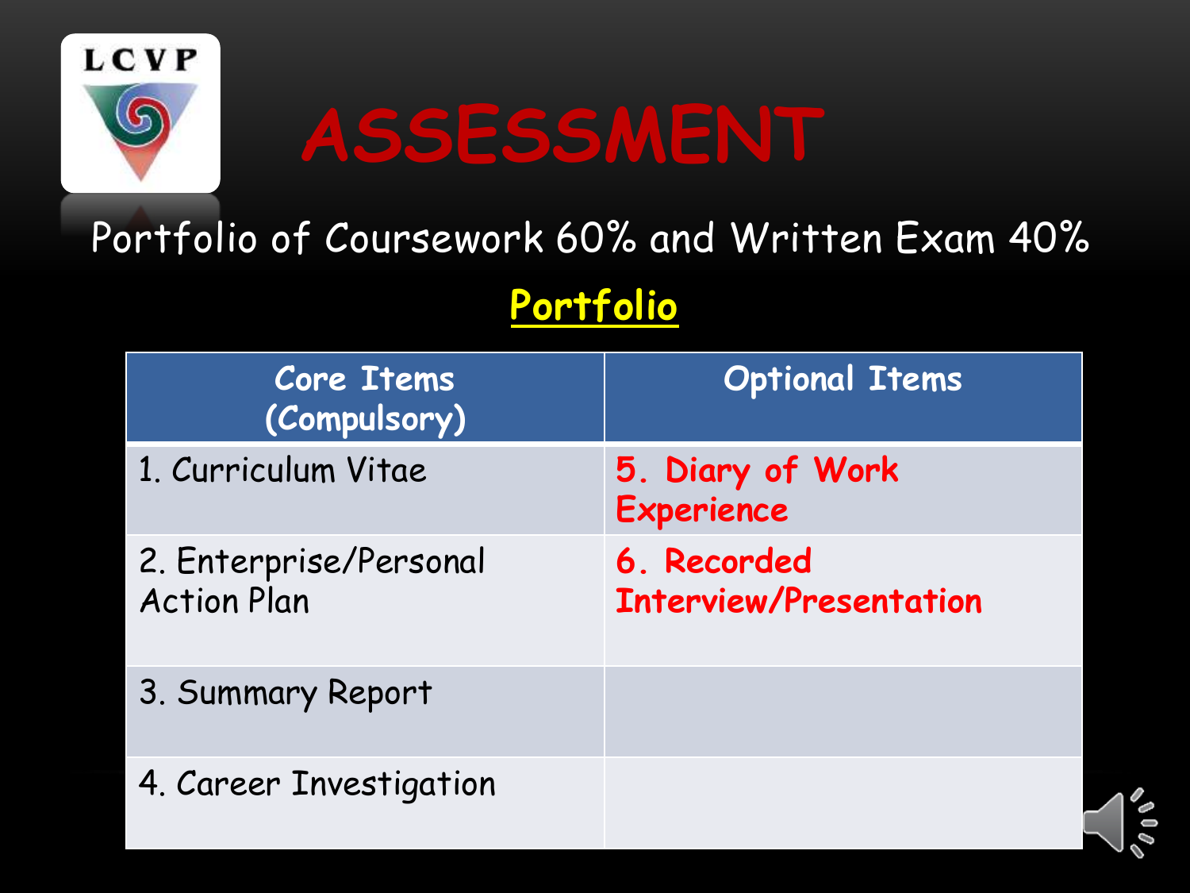# ASSESSMENT

Portfolio of Coursework 60% and Written Exam 40%

## Portfolio

| Core Items (Compulsory) | Optional Items |
|---|---|
| 1. Curriculum Vitae | **5. Diary of Work Experience** |
| 2. Enterprise/Personal Action Plan | **6. Recorded Interview/Presentation** |
| 3. Summary Report | |
| 4. Career Investigation | |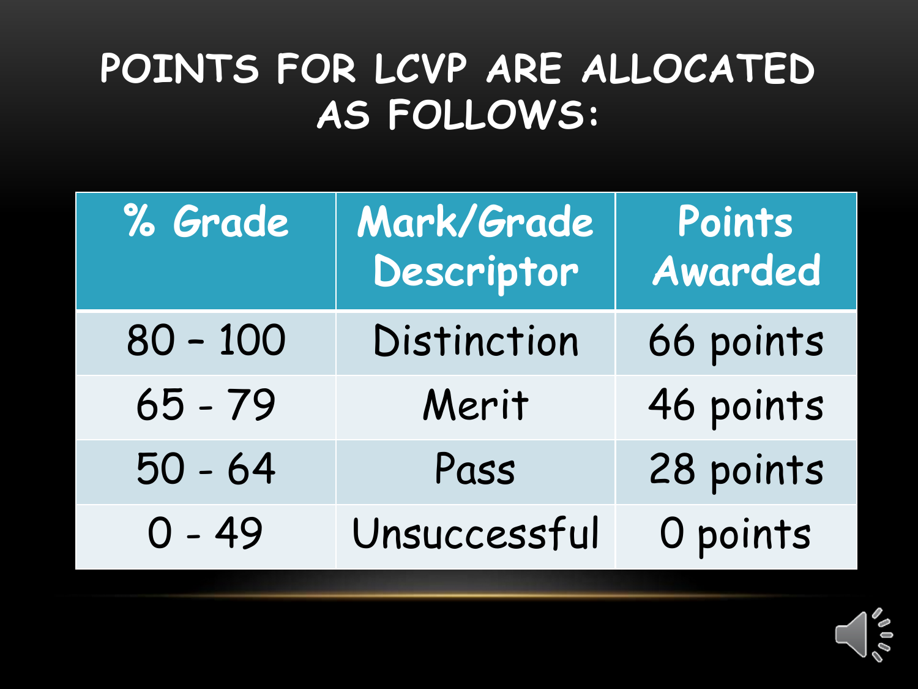# POINTS FOR LCVP ARE ALLOCATED AS FOLLOWS:

| % Grade | Mark/Grade Descriptor | Points Awarded |
|---|---|---|
| 80 – 100 | Distinction | 66 points |
| 65 - 79 | Merit | 46 points |
| 50 - 64 | Pass | 28 points |
| 0 - 49 | Unsuccessful | 0 points |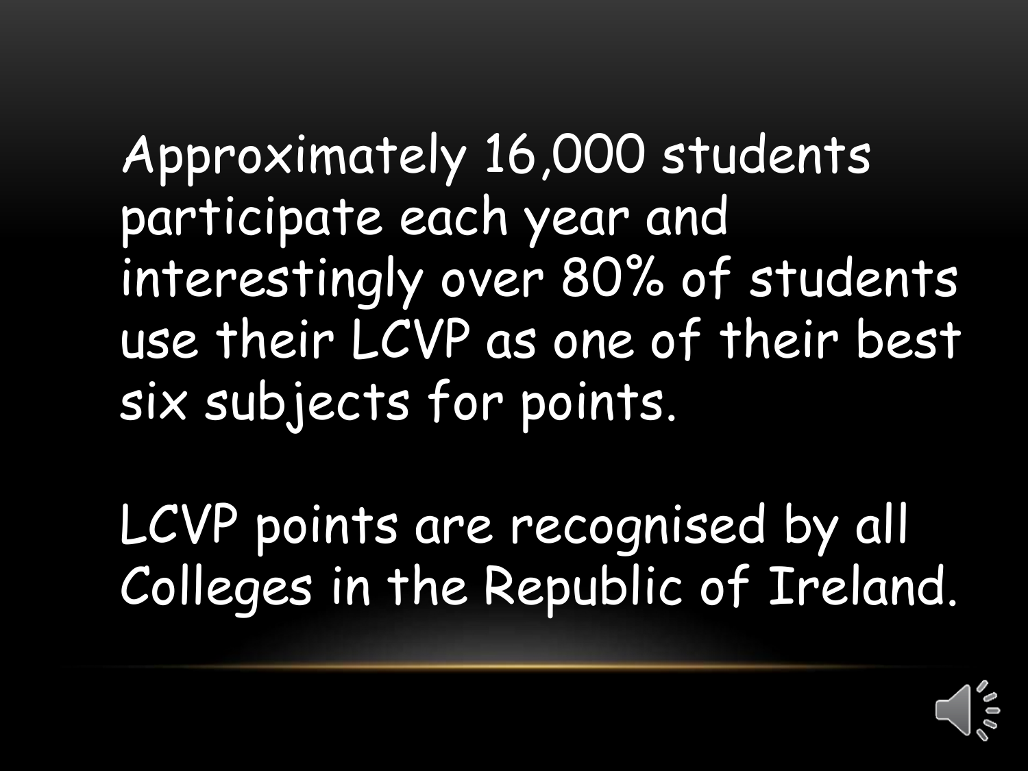Approximately 16,000 students participate each year and interestingly over 80% of students use their LCVP as one of their best six subjects for points.

LCVP points are recognised by all Colleges in the Republic of Ireland.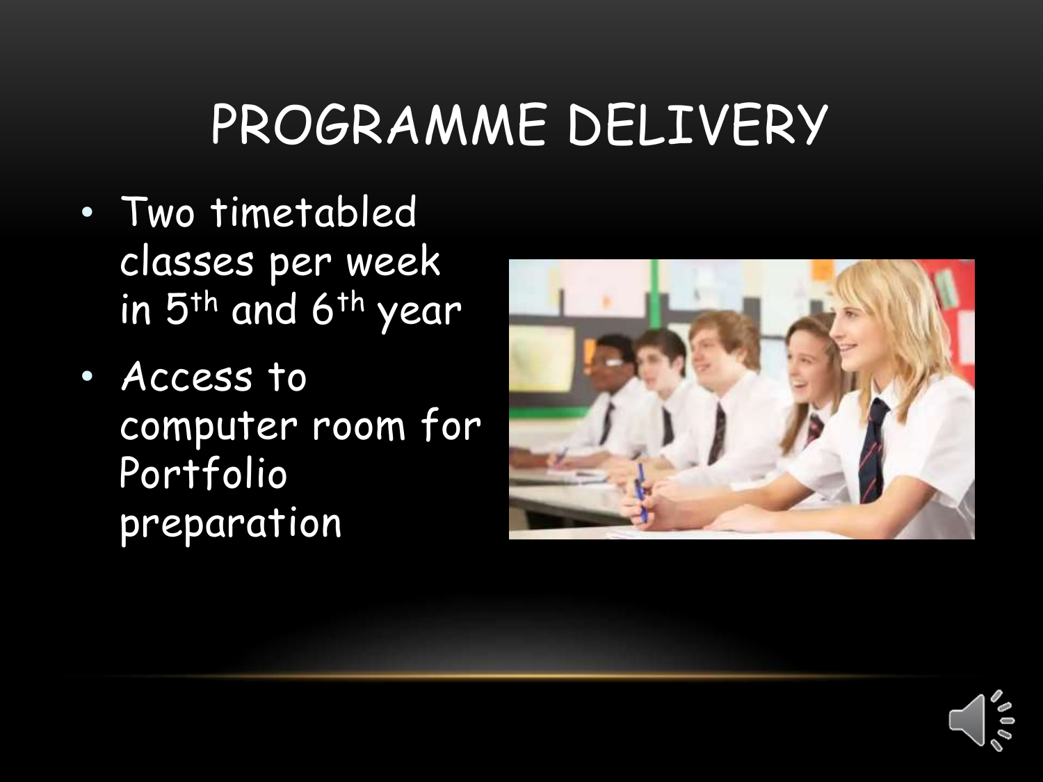# PROGRAMME DELIVERY

- Two timetabled classes per week in 5th and 6th year
- Access to computer room for Portfolio preparation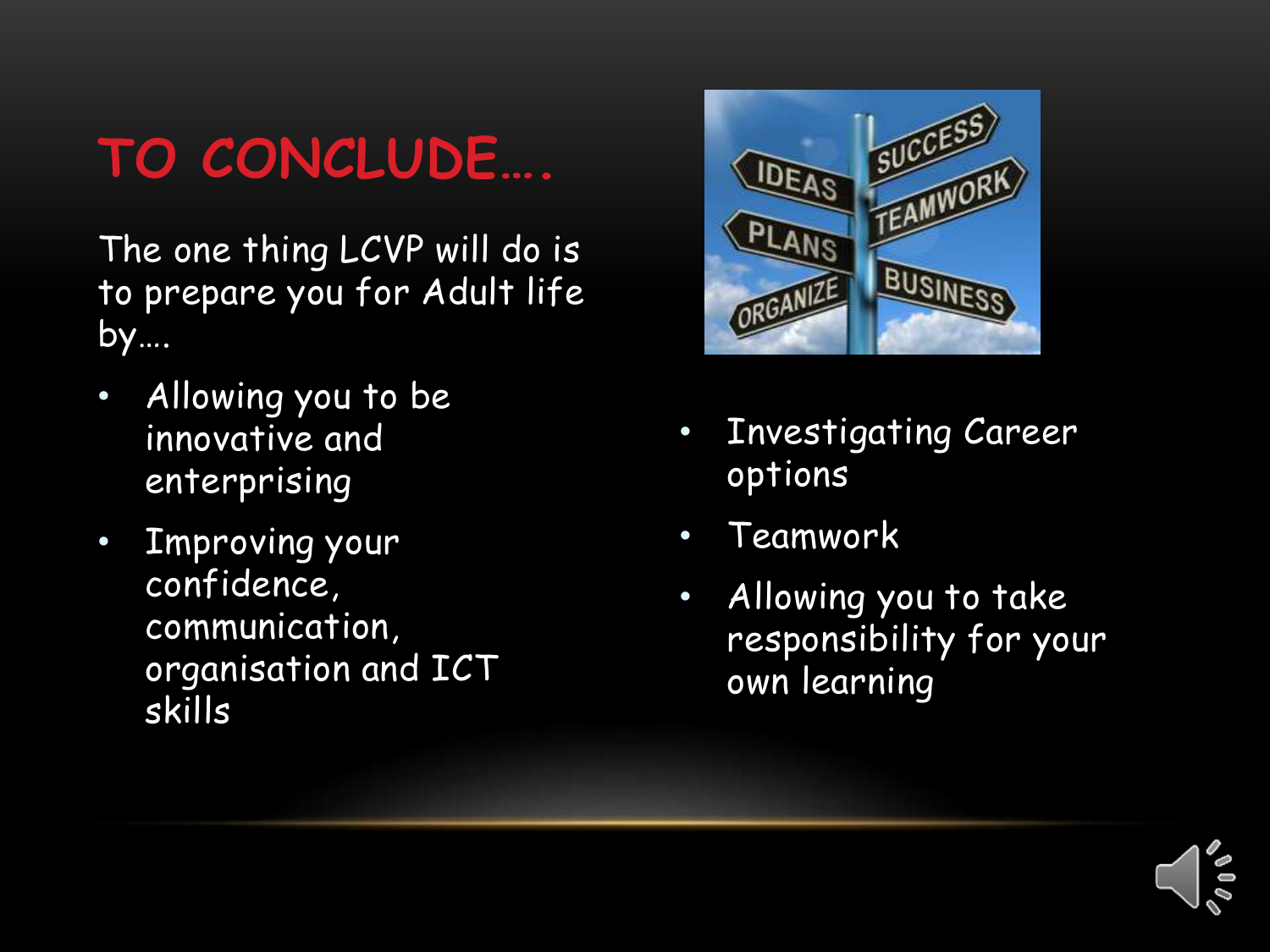# TO CONCLUDE….

The one thing LCVP will do is to prepare you for Adult life by….

- Allowing you to be innovative and enterprising
- Improving your confidence, communication, organisation and ICT skills
- Investigating Career options
- Teamwork
- Allowing you to take responsibility for your own learning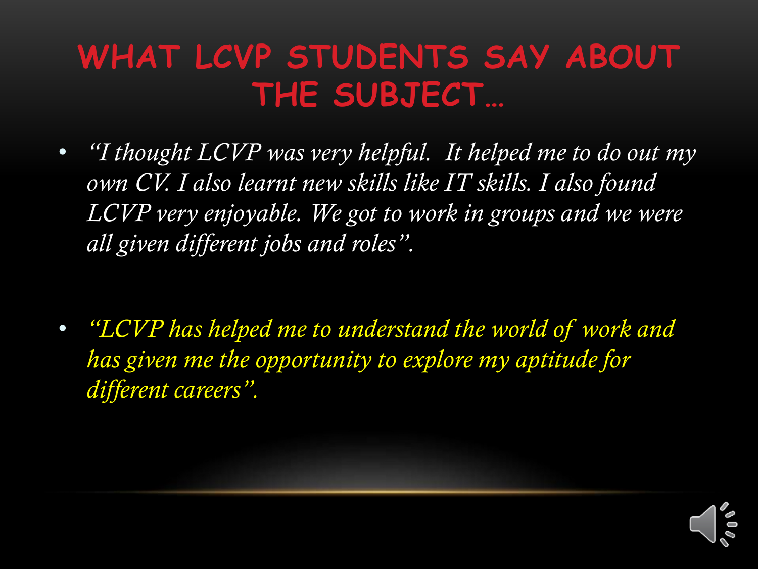# WHAT LCVP STUDENTS SAY ABOUT THE SUBJECT…

- *"I thought LCVP was very helpful. It helped me to do out my own CV. I also learnt new skills like IT skills. I also found LCVP very enjoyable. We got to work in groups and we were all given different jobs and roles".*

- *"LCVP has helped me to understand the world of work and has given me the opportunity to explore my aptitude for different careers".*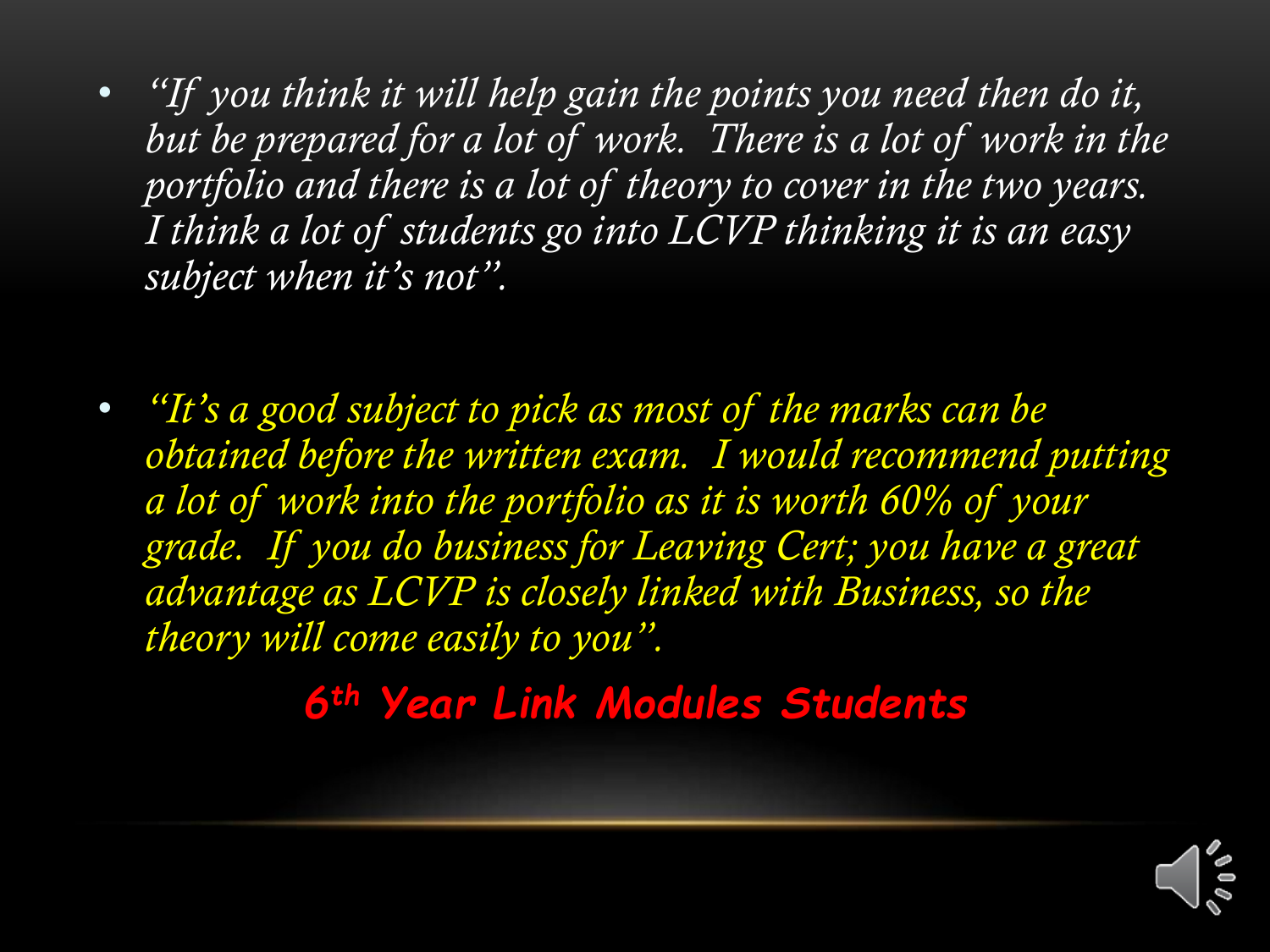- *"If you think it will help gain the points you need then do it, but be prepared for a lot of work. There is a lot of work in the portfolio and there is a lot of theory to cover in the two years. I think a lot of students go into LCVP thinking it is an easy subject when it's not".*

- *"It's a good subject to pick as most of the marks can be obtained before the written exam. I would recommend putting a lot of work into the portfolio as it is worth 60% of your grade. If you do business for Leaving Cert; you have a great advantage as LCVP is closely linked with Business, so the theory will come easily to you".*

**6th Year Link Modules Students**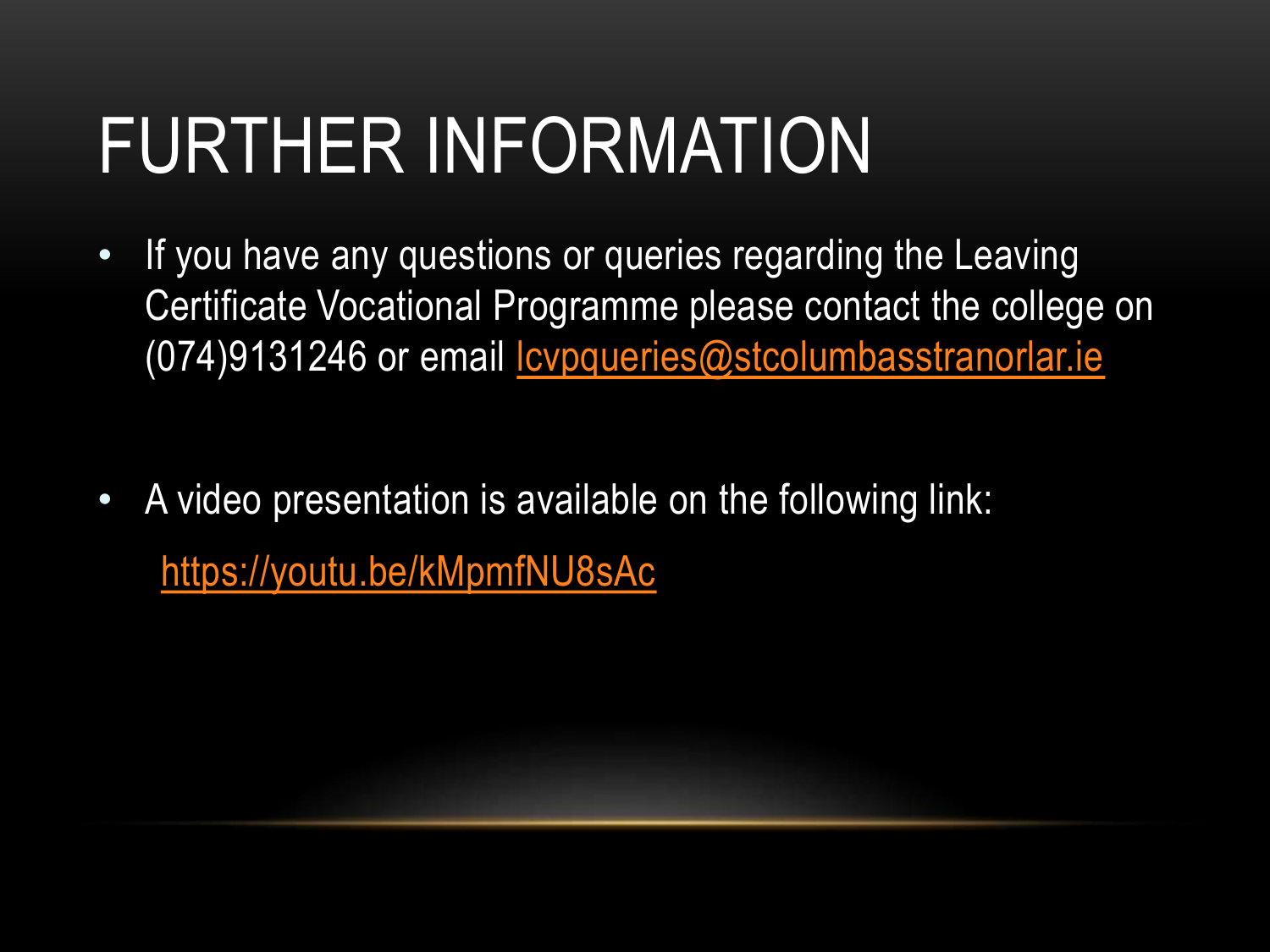# FURTHER INFORMATION

- If you have any questions or queries regarding the Leaving Certificate Vocational Programme please contact the college on (074)9131246 or email lcvpqueries@stcolumbasstranorlar.ie

- A video presentation is available on the following link:

  https://youtu.be/kMpmfNU8sAc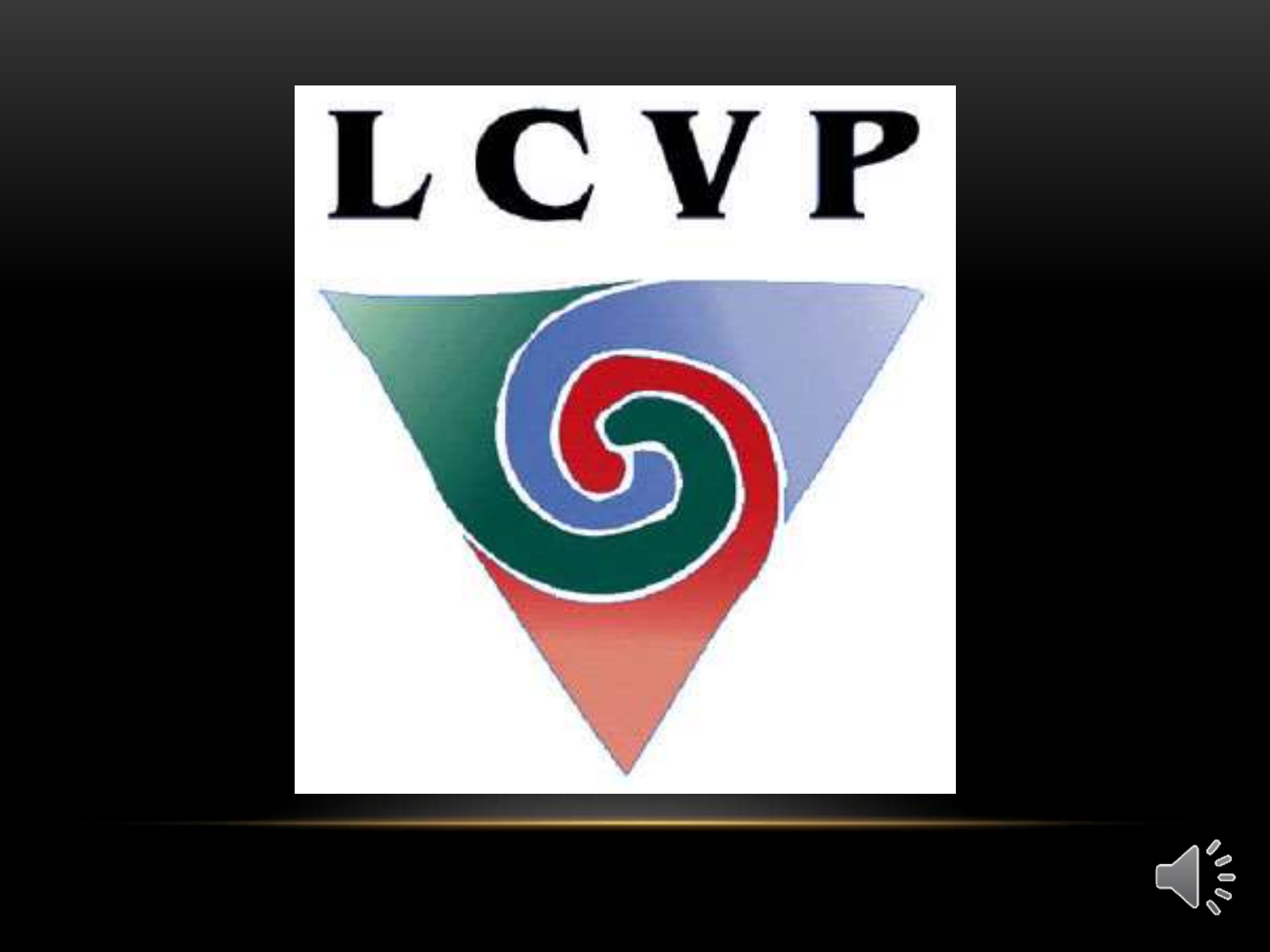LCVP